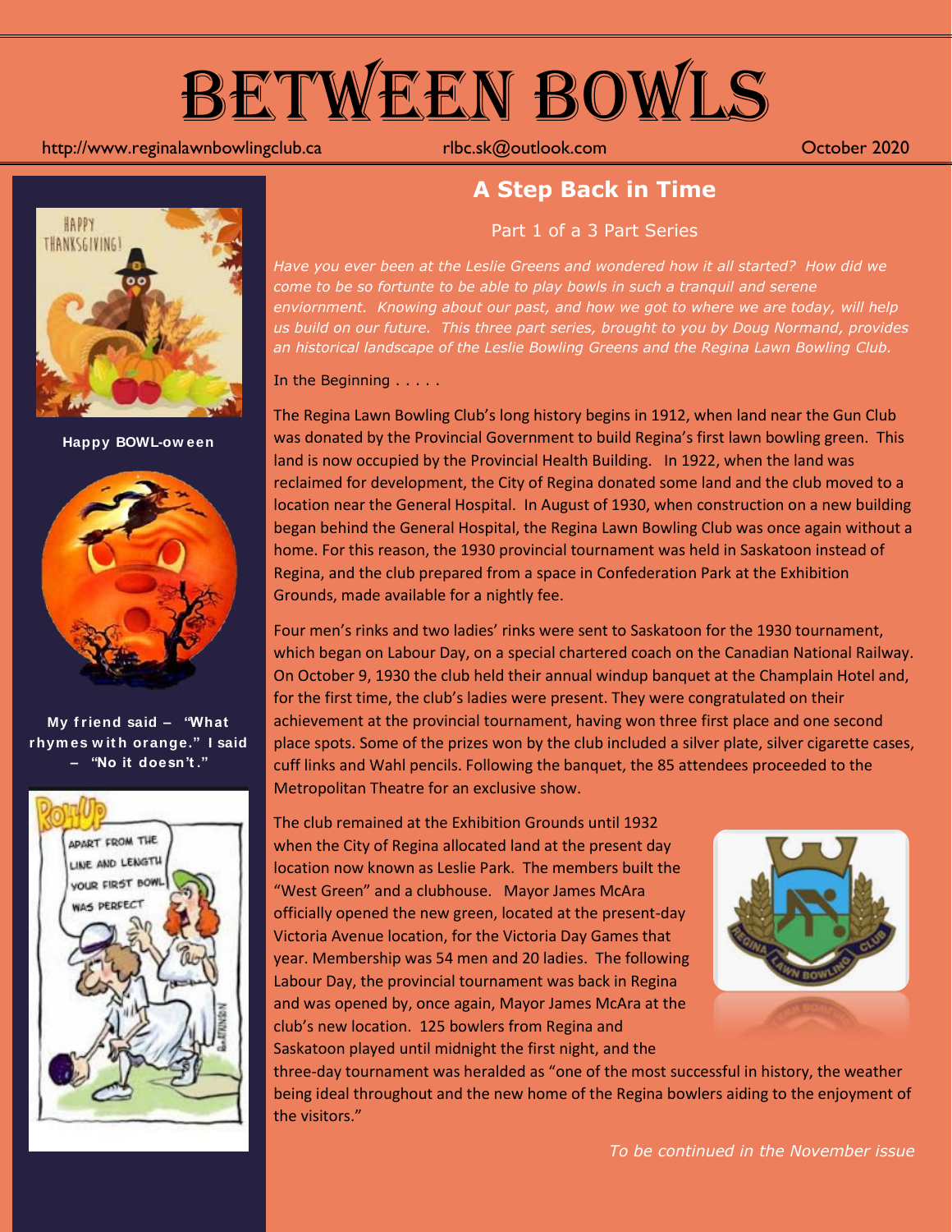# BETWEEN BOWLS

http://www.reginalawnbowlingclub.ca rlbc.sk@outlook.com October 2020

**Happy BOWL-oween**

**My friend said – "What rhymes with orange." I said – "No it doesn't."**

## A Step Back in Time

Part 1 of a 3 Part Series

*Have you ever been at the Leslie Greens and wondered how it all started? How did we come to be so fortunte to be able to play bowls in such a tranquil and serene enviornment. Knowing about our past, and how we got to where we are today, will help us build on our future. This three part series, brought to you by Doug Normand, provides an historical landscape of the Leslie Bowling Greens and the Regina Lawn Bowling Club.*

In the Beginning . . . . .

The Regina Lawn Bowling Club's long history begins in 1912, when land near the Gun Club was donated by the Provincial Government to build Regina's first lawn bowling green. This land is now occupied by the Provincial Health Building. In 1922, when the land was reclaimed for development, the City of Regina donated some land and the club moved to a location near the General Hospital. In August of 1930, when construction on a new building began behind the General Hospital, the Regina Lawn Bowling Club was once again without a home. For this reason, the 1930 provincial tournament was held in Saskatoon instead of Regina, and the club prepared from a space in Confederation Park at the Exhibition Grounds, made available for a nightly fee.

Four men's rinks and two ladies' rinks were sent to Saskatoon for the 1930 tournament, which began on Labour Day, on a special chartered coach on the Canadian National Railway. On October 9, 1930 the club held their annual windup banquet at the Champlain Hotel and, for the first time, the club's ladies were present. They were congratulated on their achievement at the provincial tournament, having won three first place and one second place spots. Some of the prizes won by the club included a silver plate, silver cigarette cases, cuff links and Wahl pencils. Following the banquet, the 85 attendees proceeded to the Metropolitan Theatre for an exclusive show.

The club remained at the Exhibition Grounds until 1932 when the City of Regina allocated land at the present day location now known as Leslie Park. The members built the "West Green" and a clubhouse. Mayor James McAra officially opened the new green, located at the present-day Victoria Avenue location, for the Victoria Day Games that year. Membership was 54 men and 20 ladies. The following Labour Day, the provincial tournament was back in Regina and was opened by, once again, Mayor James McAra at the club's new location. 125 bowlers from Regina and Saskatoon played until midnight the first night, and the three-day tournament was heralded as "one of the most successful in history, the weather being ideal throughout and the new home of the Regina bowlers aiding to the enjoyment of the visitors."

*To be continued in the November issue*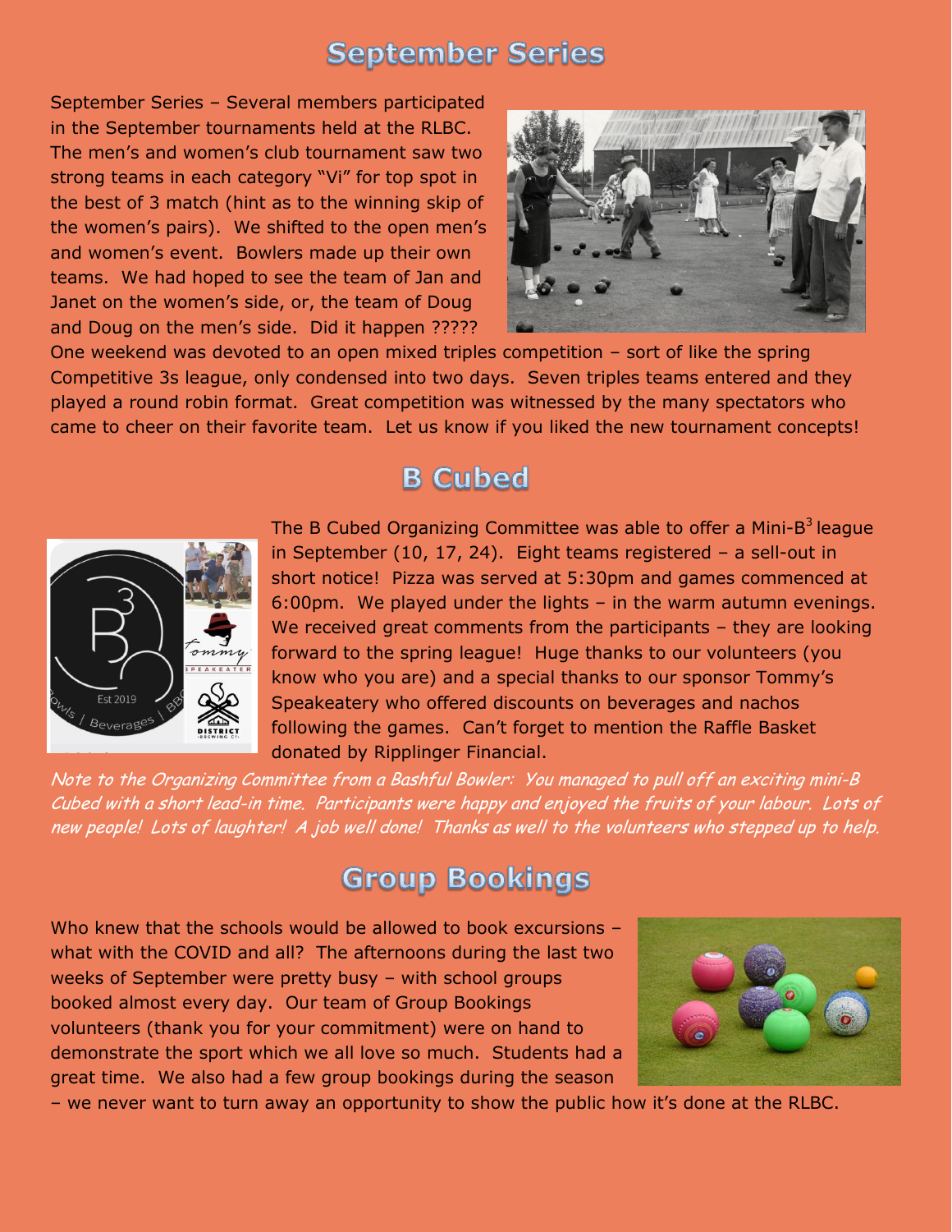## September Series

September Series – Several members participated in the September tournaments held at the RLBC. The men's and women's club tournament saw two strong teams in each category "Vi" for top spot in the best of 3 match (hint as to the winning skip of the women's pairs). We shifted to the open men's and women's event. Bowlers made up their own teams. We had hoped to see the team of Jan and Janet on the women's side, or, the team of Doug and Doug on the men's side. Did it happen ????? One weekend was devoted to an open mixed triples competition – sort of like the spring Competitive 3s league, only condensed into two days. Seven triples teams entered and they played a round robin format. Great competition was witnessed by the many spectators who came to cheer on their favorite team. Let us know if you liked the new tournament concepts!

## B Cubed

The B Cubed Organizing Committee was able to offer a Mini-$B^3$ league in September (10, 17, 24). Eight teams registered – a sell-out in short notice! Pizza was served at 5:30pm and games commenced at 6:00pm. We played under the lights – in the warm autumn evenings. We received great comments from the participants – they are looking forward to the spring league! Huge thanks to our volunteers (you know who you are) and a special thanks to our sponsor Tommy's Speakeatery who offered discounts on beverages and nachos following the games. Can't forget to mention the Raffle Basket donated by Ripplinger Financial.

*Note to the Organizing Committee from a Bashful Bowler: You managed to pull off an exciting mini-B Cubed with a short lead-in time. Participants were happy and enjoyed the fruits of your labour. Lots of new people! Lots of laughter! A job well done! Thanks as well to the volunteers who stepped up to help.*

## Group Bookings

Who knew that the schools would be allowed to book excursions – what with the COVID and all? The afternoons during the last two weeks of September were pretty busy – with school groups booked almost every day. Our team of Group Bookings volunteers (thank you for your commitment) were on hand to demonstrate the sport which we all love so much. Students had a great time. We also had a few group bookings during the season – we never want to turn away an opportunity to show the public how it's done at the RLBC.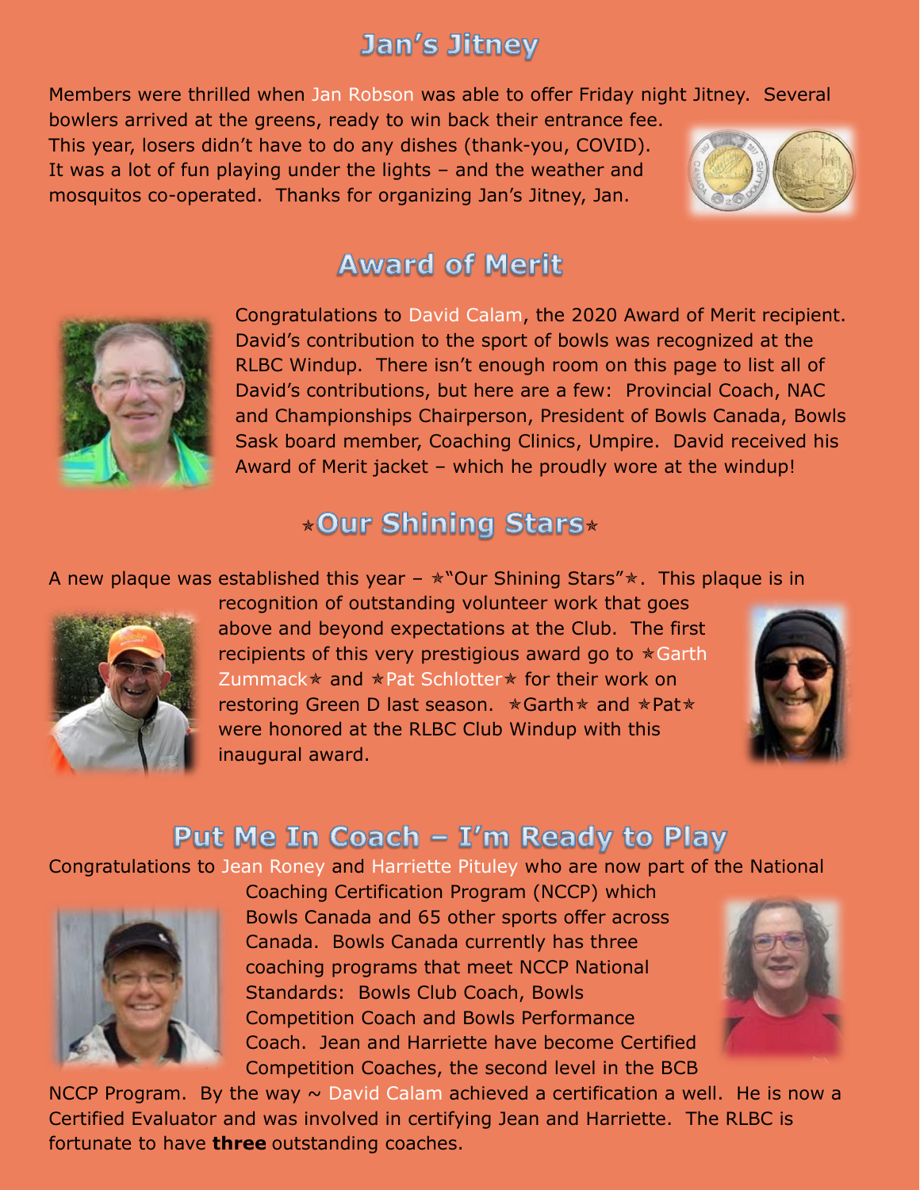## Jan's Jitney

Members were thrilled when Jan Robson was able to offer Friday night Jitney. Several bowlers arrived at the greens, ready to win back their entrance fee. This year, losers didn't have to do any dishes (thank-you, COVID). It was a lot of fun playing under the lights – and the weather and mosquitos co-operated. Thanks for organizing Jan's Jitney, Jan.

## Award of Merit

Congratulations to David Calam, the 2020 Award of Merit recipient. David's contribution to the sport of bowls was recognized at the RLBC Windup. There isn't enough room on this page to list all of David's contributions, but here are a few: Provincial Coach, NAC and Championships Chairperson, President of Bowls Canada, Bowls Sask board member, Coaching Clinics, Umpire. David received his Award of Merit jacket – which he proudly wore at the windup!

## ⭑Our Shining Stars⭑

A new plaque was established this year – ⭑"Our Shining Stars"⭑. This plaque is in recognition of outstanding volunteer work that goes above and beyond expectations at the Club. The first recipients of this very prestigious award go to ⭑Garth Zummack⭑ and ⭑Pat Schlotter⭑ for their work on restoring Green D last season. ⭑Garth⭑ and ⭑Pat⭑ were honored at the RLBC Club Windup with this inaugural award.

## Put Me In Coach – I'm Ready to Play

Congratulations to Jean Roney and Harriette Pituley who are now part of the National Coaching Certification Program (NCCP) which Bowls Canada and 65 other sports offer across Canada. Bowls Canada currently has three coaching programs that meet NCCP National Standards: Bowls Club Coach, Bowls Competition Coach and Bowls Performance Coach. Jean and Harriette have become Certified Competition Coaches, the second level in the BCB NCCP Program. By the way ~ David Calam achieved a certification a well. He is now a Certified Evaluator and was involved in certifying Jean and Harriette. The RLBC is fortunate to have **three** outstanding coaches.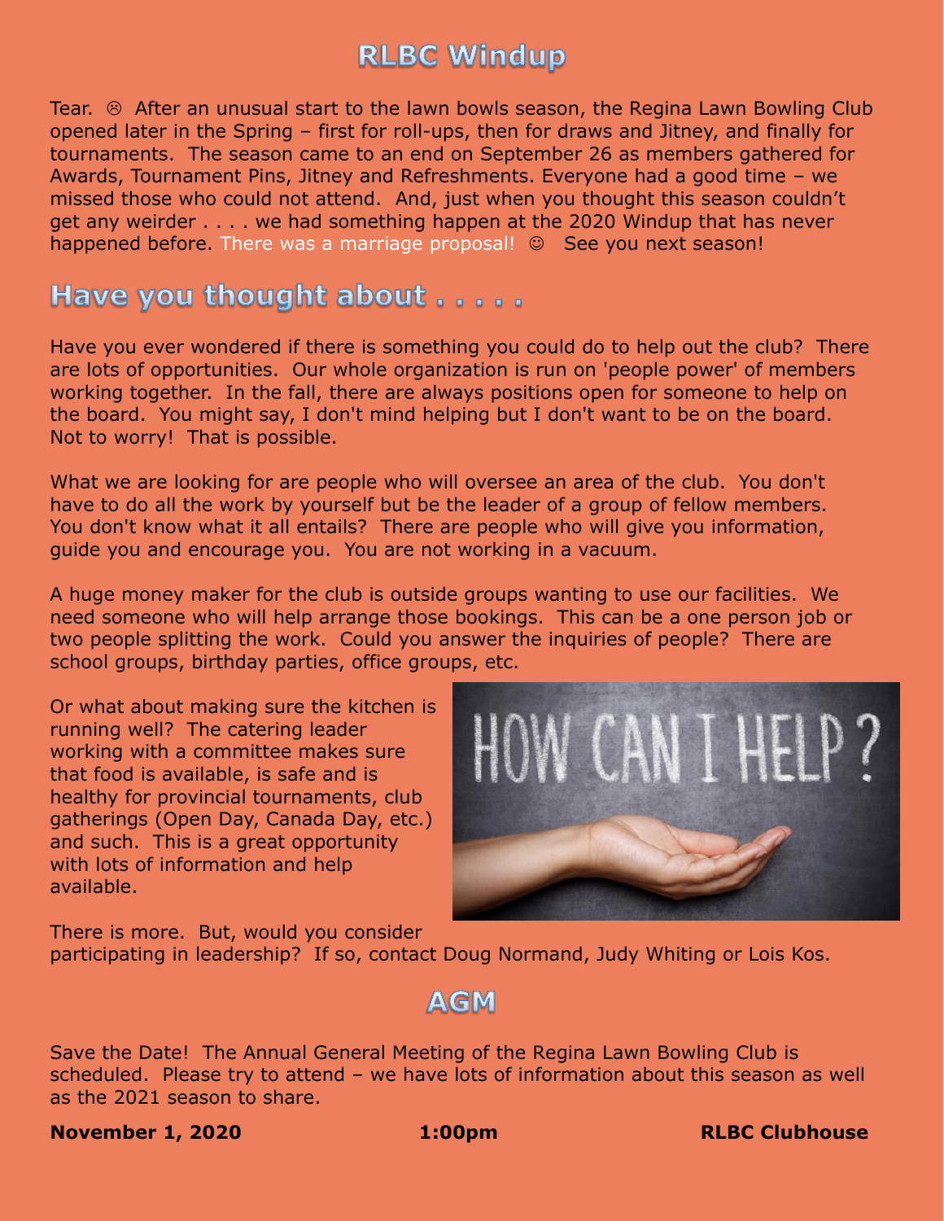## RLBC Windup

Tear. ☹ After an unusual start to the lawn bowls season, the Regina Lawn Bowling Club opened later in the Spring – first for roll-ups, then for draws and Jitney, and finally for tournaments. The season came to an end on September 26 as members gathered for Awards, Tournament Pins, Jitney and Refreshments. Everyone had a good time – we missed those who could not attend. And, just when you thought this season couldn't get any weirder . . . . we had something happen at the 2020 Windup that has never happened before. There was a marriage proposal! ☺ See you next season!

## Have you thought about . . . . .

Have you ever wondered if there is something you could do to help out the club? There are lots of opportunities. Our whole organization is run on 'people power' of members working together. In the fall, there are always positions open for someone to help on the board. You might say, I don't mind helping but I don't want to be on the board. Not to worry! That is possible.

What we are looking for are people who will oversee an area of the club. You don't have to do all the work by yourself but be the leader of a group of fellow members. You don't know what it all entails? There are people who will give you information, guide you and encourage you. You are not working in a vacuum.

A huge money maker for the club is outside groups wanting to use our facilities. We need someone who will help arrange those bookings. This can be a one person job or two people splitting the work. Could you answer the inquiries of people? There are school groups, birthday parties, office groups, etc.

Or what about making sure the kitchen is running well? The catering leader working with a committee makes sure that food is available, is safe and is healthy for provincial tournaments, club gatherings (Open Day, Canada Day, etc.) and such. This is a great opportunity with lots of information and help available.

There is more. But, would you consider participating in leadership? If so, contact Doug Normand, Judy Whiting or Lois Kos.

## AGM

Save the Date! The Annual General Meeting of the Regina Lawn Bowling Club is scheduled. Please try to attend – we have lots of information about this season as well as the 2021 season to share.

**November 1, 2020** **1:00pm** **RLBC Clubhouse**